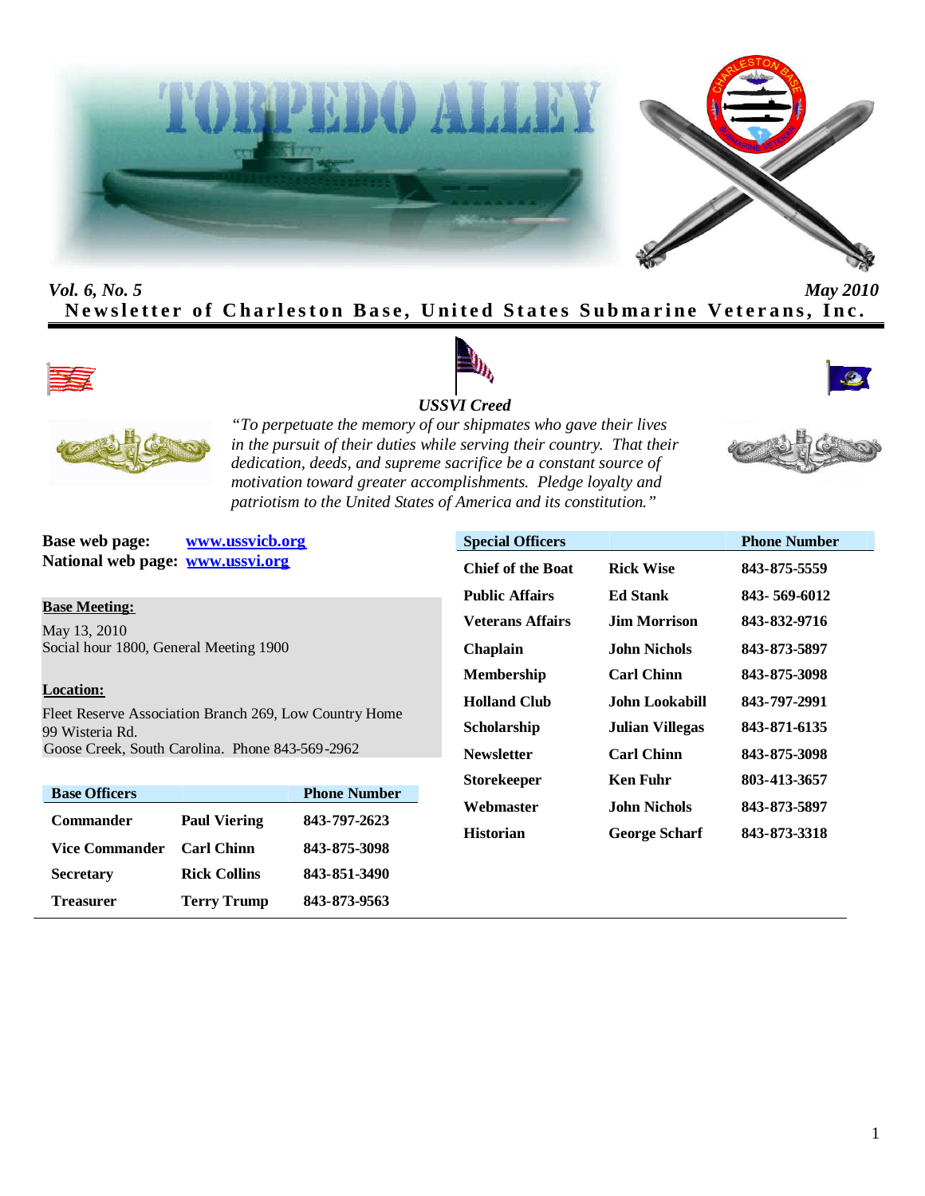# TORPEDO ALLEY

*Vol. 6, No. 5* *May 2010*

**Newsletter of Charleston Base, United States Submarine Veterans, Inc.**

***USSVI Creed***

*"To perpetuate the memory of our shipmates who gave their lives in the pursuit of their duties while serving their country. That their dedication, deeds, and supreme sacrifice be a constant source of motivation toward greater accomplishments. Pledge loyalty and patriotism to the United States of America and its constitution."*

**Base web page:** www.ussvicb.org
**National web page:** www.ussvi.org

**Base Meeting:**

May 13, 2010
Social hour 1800, General Meeting 1900

**Location:**

Fleet Reserve Association Branch 269, Low Country Home
99 Wisteria Rd.
Goose Creek, South Carolina. Phone 843-569-2962

| Base Officers | | Phone Number |
|---|---|---|
| Commander | Paul Viering | 843-797-2623 |
| Vice Commander | Carl Chinn | 843-875-3098 |
| Secretary | Rick Collins | 843-851-3490 |
| Treasurer | Terry Trump | 843-873-9563 |

| Special Officers | | Phone Number |
|---|---|---|
| Chief of the Boat | Rick Wise | 843-875-5559 |
| Public Affairs | Ed Stank | 843- 569-6012 |
| Veterans Affairs | Jim Morrison | 843-832-9716 |
| Chaplain | John Nichols | 843-873-5897 |
| Membership | Carl Chinn | 843-875-3098 |
| Holland Club | John Lookabill | 843-797-2991 |
| Scholarship | Julian Villegas | 843-871-6135 |
| Newsletter | Carl Chinn | 843-875-3098 |
| Storekeeper | Ken Fuhr | 803-413-3657 |
| Webmaster | John Nichols | 843-873-5897 |
| Historian | George Scharf | 843-873-3318 |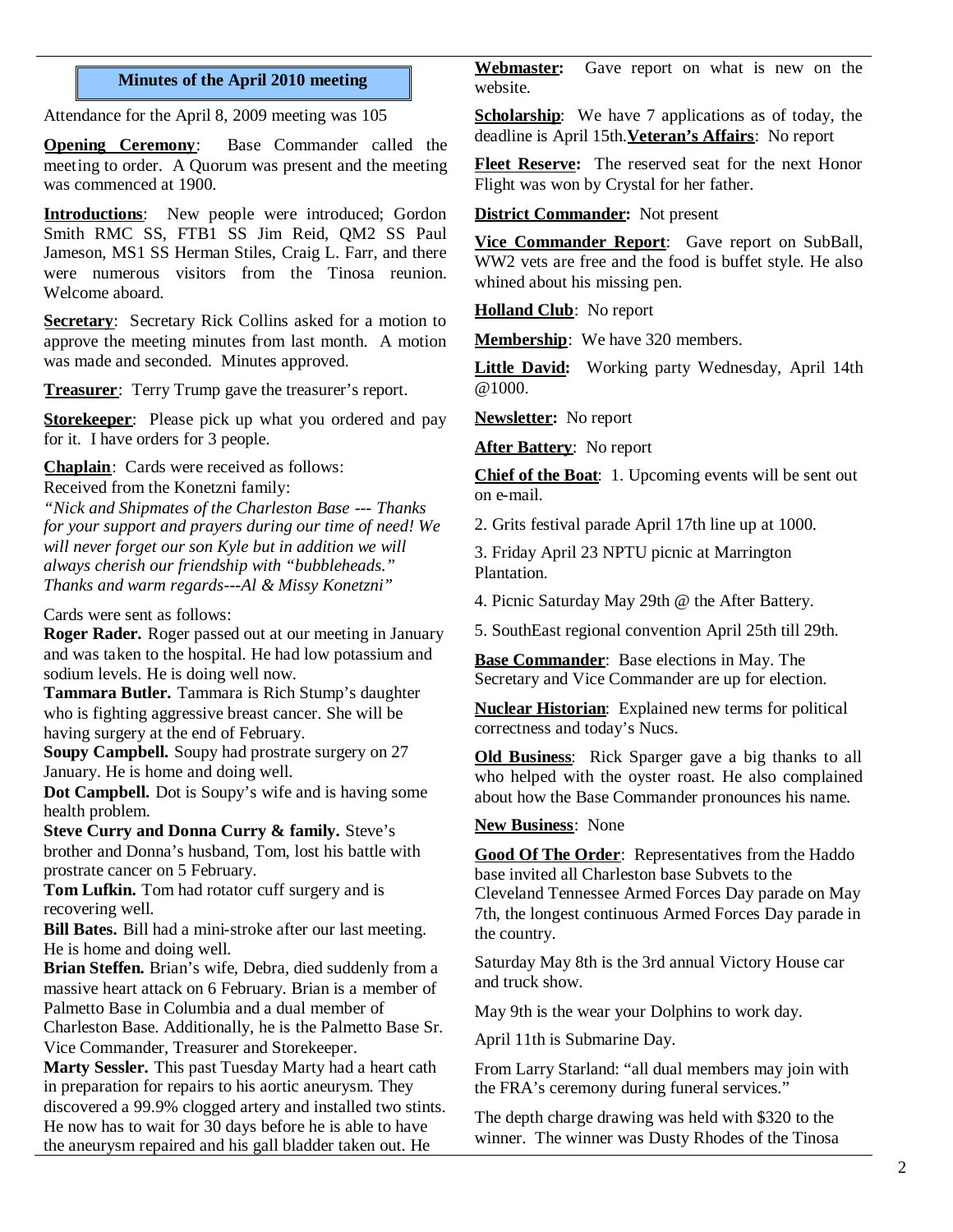## Minutes of the April 2010 meeting

Attendance for the April 8, 2009 meeting was 105

**Opening Ceremony**: Base Commander called the meeting to order. A Quorum was present and the meeting was commenced at 1900.

**Introductions**: New people were introduced; Gordon Smith RMC SS, FTB1 SS Jim Reid, QM2 SS Paul Jameson, MS1 SS Herman Stiles, Craig L. Farr, and there were numerous visitors from the Tinosa reunion. Welcome aboard.

**Secretary**: Secretary Rick Collins asked for a motion to approve the meeting minutes from last month. A motion was made and seconded. Minutes approved.

**Treasurer**: Terry Trump gave the treasurer's report.

**Storekeeper**: Please pick up what you ordered and pay for it. I have orders for 3 people.

**Chaplain**: Cards were received as follows:
Received from the Konetzni family:
*"Nick and Shipmates of the Charleston Base --- Thanks for your support and prayers during our time of need! We will never forget our son Kyle but in addition we will always cherish our friendship with "bubbleheads." Thanks and warm regards---Al & Missy Konetzni"*

Cards were sent as follows:
**Roger Rader.** Roger passed out at our meeting in January and was taken to the hospital. He had low potassium and sodium levels. He is doing well now.
**Tammara Butler.** Tammara is Rich Stump's daughter who is fighting aggressive breast cancer. She will be having surgery at the end of February.
**Soupy Campbell.** Soupy had prostrate surgery on 27 January. He is home and doing well.
**Dot Campbell.** Dot is Soupy's wife and is having some health problem.
**Steve Curry and Donna Curry & family.** Steve's brother and Donna's husband, Tom, lost his battle with prostrate cancer on 5 February.
**Tom Lufkin.** Tom had rotator cuff surgery and is recovering well.
**Bill Bates.** Bill had a mini-stroke after our last meeting. He is home and doing well.
**Brian Steffen.** Brian's wife, Debra, died suddenly from a massive heart attack on 6 February. Brian is a member of Palmetto Base in Columbia and a dual member of Charleston Base. Additionally, he is the Palmetto Base Sr. Vice Commander, Treasurer and Storekeeper.
**Marty Sessler.** This past Tuesday Marty had a heart cath in preparation for repairs to his aortic aneurysm. They discovered a 99.9% clogged artery and installed two stints. He now has to wait for 30 days before he is able to have the aneurysm repaired and his gall bladder taken out. He

**Webmaster:** Gave report on what is new on the website.

**Scholarship**: We have 7 applications as of today, the deadline is April 15th.**Veteran's Affairs**: No report

**Fleet Reserve:** The reserved seat for the next Honor Flight was won by Crystal for her father.

**District Commander:** Not present

**Vice Commander Report**: Gave report on SubBall, WW2 vets are free and the food is buffet style. He also whined about his missing pen.

**Holland Club**: No report

**Membership**: We have 320 members.

**Little David:** Working party Wednesday, April 14th @1000.

**Newsletter:** No report

**After Battery**: No report

**Chief of the Boat**: 1. Upcoming events will be sent out on e-mail.

2. Grits festival parade April 17th line up at 1000.

3. Friday April 23 NPTU picnic at Marrington Plantation.

4. Picnic Saturday May 29th @ the After Battery.

5. SouthEast regional convention April 25th till 29th.

**Base Commander**: Base elections in May. The Secretary and Vice Commander are up for election.

**Nuclear Historian**: Explained new terms for political correctness and today's Nucs.

**Old Business**: Rick Sparger gave a big thanks to all who helped with the oyster roast. He also complained about how the Base Commander pronounces his name.

**New Business**: None

**Good Of The Order**: Representatives from the Haddo base invited all Charleston base Subvets to the Cleveland Tennessee Armed Forces Day parade on May 7th, the longest continuous Armed Forces Day parade in the country.

Saturday May 8th is the 3rd annual Victory House car and truck show.

May 9th is the wear your Dolphins to work day.

April 11th is Submarine Day.

From Larry Starland: "all dual members may join with the FRA's ceremony during funeral services."

The depth charge drawing was held with $320 to the winner. The winner was Dusty Rhodes of the Tinosa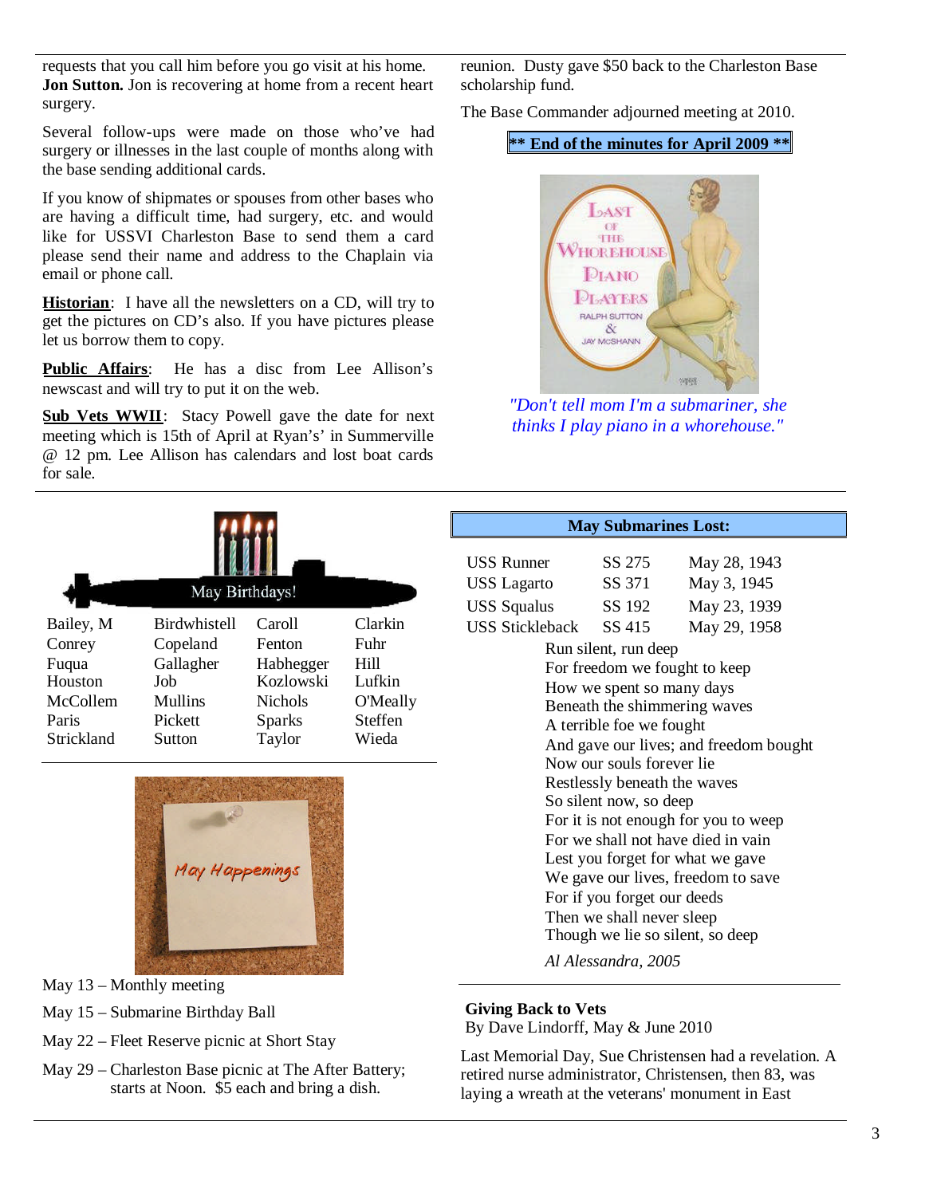requests that you call him before you go visit at his home. **Jon Sutton.** Jon is recovering at home from a recent heart surgery.

Several follow-ups were made on those who've had surgery or illnesses in the last couple of months along with the base sending additional cards.

If you know of shipmates or spouses from other bases who are having a difficult time, had surgery, etc. and would like for USSVI Charleston Base to send them a card please send their name and address to the Chaplain via email or phone call.

**Historian**: I have all the newsletters on a CD, will try to get the pictures on CD's also. If you have pictures please let us borrow them to copy.

**Public Affairs**: He has a disc from Lee Allison's newscast and will try to put it on the web.

**Sub Vets WWII**: Stacy Powell gave the date for next meeting which is 15th of April at Ryan's' in Summerville @ 12 pm. Lee Allison has calendars and lost boat cards for sale.

reunion. Dusty gave $50 back to the Charleston Base scholarship fund.

The Base Commander adjourned meeting at 2010.

**** End of the minutes for April 2009 ****

*"Don't tell mom I'm a submariner, she thinks I play piano in a whorehouse."*

## May Birthdays!

| | | | |
|---|---|---|---|
| Bailey, M | Birdwhistell | Caroll | Clarkin |
| Conrey | Copeland | Fenton | Fuhr |
| Fuqua | Gallagher | Habhegger | Hill |
| Houston | Job | Kozlowski | Lufkin |
| McCollem | Mullins | Nichols | O'Meally |
| Paris | Pickett | Sparks | Steffen |
| Strickland | Sutton | Taylor | Wieda |

## May Happenings

May 13 – Monthly meeting

May 15 – Submarine Birthday Ball

May 22 – Fleet Reserve picnic at Short Stay

May 29 – Charleston Base picnic at The After Battery; starts at Noon. $5 each and bring a dish.

## May Submarines Lost:

| | | |
|---|---|---|
| USS Runner | SS 275 | May 28, 1943 |
| USS Lagarto | SS 371 | May 3, 1945 |
| USS Squalus | SS 192 | May 23, 1939 |
| USS Stickleback | SS 415 | May 29, 1958 |

Run silent, run deep
For freedom we fought to keep
How we spent so many days
Beneath the shimmering waves
A terrible foe we fought
And gave our lives; and freedom bought
Now our souls forever lie
Restlessly beneath the waves
So silent now, so deep
For it is not enough for you to weep
For we shall not have died in vain
Lest you forget for what we gave
We gave our lives, freedom to save
For if you forget our deeds
Then we shall never sleep
Though we lie so silent, so deep

*Al Alessandra, 2005*

**Giving Back to Vets**
By Dave Lindorff, May & June 2010

Last Memorial Day, Sue Christensen had a revelation. A retired nurse administrator, Christensen, then 83, was laying a wreath at the veterans' monument in East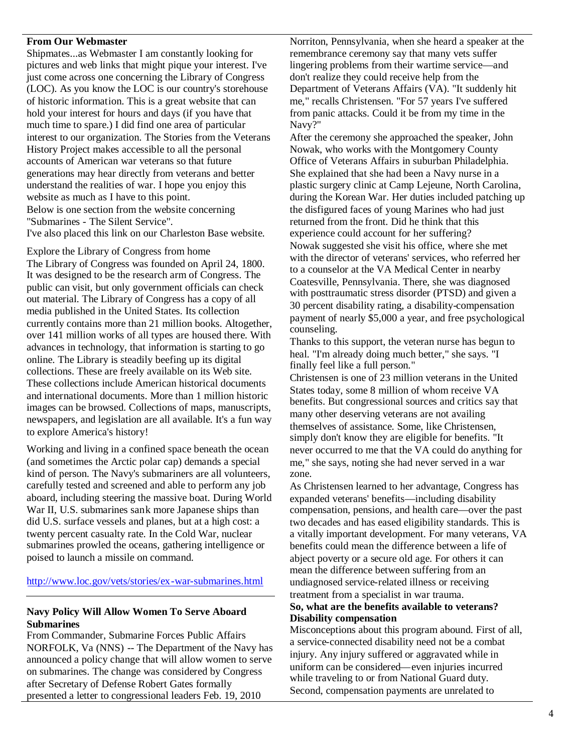**From Our Webmaster**

Shipmates...as Webmaster I am constantly looking for pictures and web links that might pique your interest. I've just come across one concerning the Library of Congress (LOC). As you know the LOC is our country's storehouse of historic information. This is a great website that can hold your interest for hours and days (if you have that much time to spare.) I did find one area of particular interest to our organization. The Stories from the Veterans History Project makes accessible to all the personal accounts of American war veterans so that future generations may hear directly from veterans and better understand the realities of war. I hope you enjoy this website as much as I have to this point.

Below is one section from the website concerning "Submarines - The Silent Service".

I've also placed this link on our Charleston Base website.

Explore the Library of Congress from home

The Library of Congress was founded on April 24, 1800. It was designed to be the research arm of Congress. The public can visit, but only government officials can check out material. The Library of Congress has a copy of all media published in the United States. Its collection currently contains more than 21 million books. Altogether, over 141 million works of all types are housed there. With advances in technology, that information is starting to go online. The Library is steadily beefing up its digital collections. These are freely available on its Web site. These collections include American historical documents and international documents. More than 1 million historic images can be browsed. Collections of maps, manuscripts, newspapers, and legislation are all available. It's a fun way to explore America's history!

Working and living in a confined space beneath the ocean (and sometimes the Arctic polar cap) demands a special kind of person. The Navy's submariners are all volunteers, carefully tested and screened and able to perform any job aboard, including steering the massive boat. During World War II, U.S. submarines sank more Japanese ships than did U.S. surface vessels and planes, but at a high cost: a twenty percent casualty rate. In the Cold War, nuclear submarines prowled the oceans, gathering intelligence or poised to launch a missile on command.

http://www.loc.gov/vets/stories/ex-war-submarines.html

---

**Navy Policy Will Allow Women To Serve Aboard Submarines**

From Commander, Submarine Forces Public Affairs

NORFOLK, Va (NNS) -- The Department of the Navy has announced a policy change that will allow women to serve on submarines. The change was considered by Congress after Secretary of Defense Robert Gates formally presented a letter to congressional leaders Feb. 19, 2010

Norriton, Pennsylvania, when she heard a speaker at the remembrance ceremony say that many vets suffer lingering problems from their wartime service—and don't realize they could receive help from the Department of Veterans Affairs (VA). "It suddenly hit me," recalls Christensen. "For 57 years I've suffered from panic attacks. Could it be from my time in the Navy?"

After the ceremony she approached the speaker, John Nowak, who works with the Montgomery County Office of Veterans Affairs in suburban Philadelphia. She explained that she had been a Navy nurse in a plastic surgery clinic at Camp Lejeune, North Carolina, during the Korean War. Her duties included patching up the disfigured faces of young Marines who had just returned from the front. Did he think that this experience could account for her suffering?

Nowak suggested she visit his office, where she met with the director of veterans' services, who referred her to a counselor at the VA Medical Center in nearby Coatesville, Pennsylvania. There, she was diagnosed with posttraumatic stress disorder (PTSD) and given a 30 percent disability rating, a disability-compensation payment of nearly $5,000 a year, and free psychological counseling.

Thanks to this support, the veteran nurse has begun to heal. "I'm already doing much better," she says. "I finally feel like a full person."

Christensen is one of 23 million veterans in the United States today, some 8 million of whom receive VA benefits. But congressional sources and critics say that many other deserving veterans are not availing themselves of assistance. Some, like Christensen, simply don't know they are eligible for benefits. "It never occurred to me that the VA could do anything for me," she says, noting she had never served in a war zone.

As Christensen learned to her advantage, Congress has expanded veterans' benefits—including disability compensation, pensions, and health care—over the past two decades and has eased eligibility standards. This is a vitally important development. For many veterans, VA benefits could mean the difference between a life of abject poverty or a secure old age. For others it can mean the difference between suffering from an undiagnosed service-related illness or receiving treatment from a specialist in war trauma.

**So, what are the benefits available to veterans?**

**Disability compensation**

Misconceptions about this program abound. First of all, a service-connected disability need not be a combat injury. Any injury suffered or aggravated while in uniform can be considered—even injuries incurred while traveling to or from National Guard duty. Second, compensation payments are unrelated to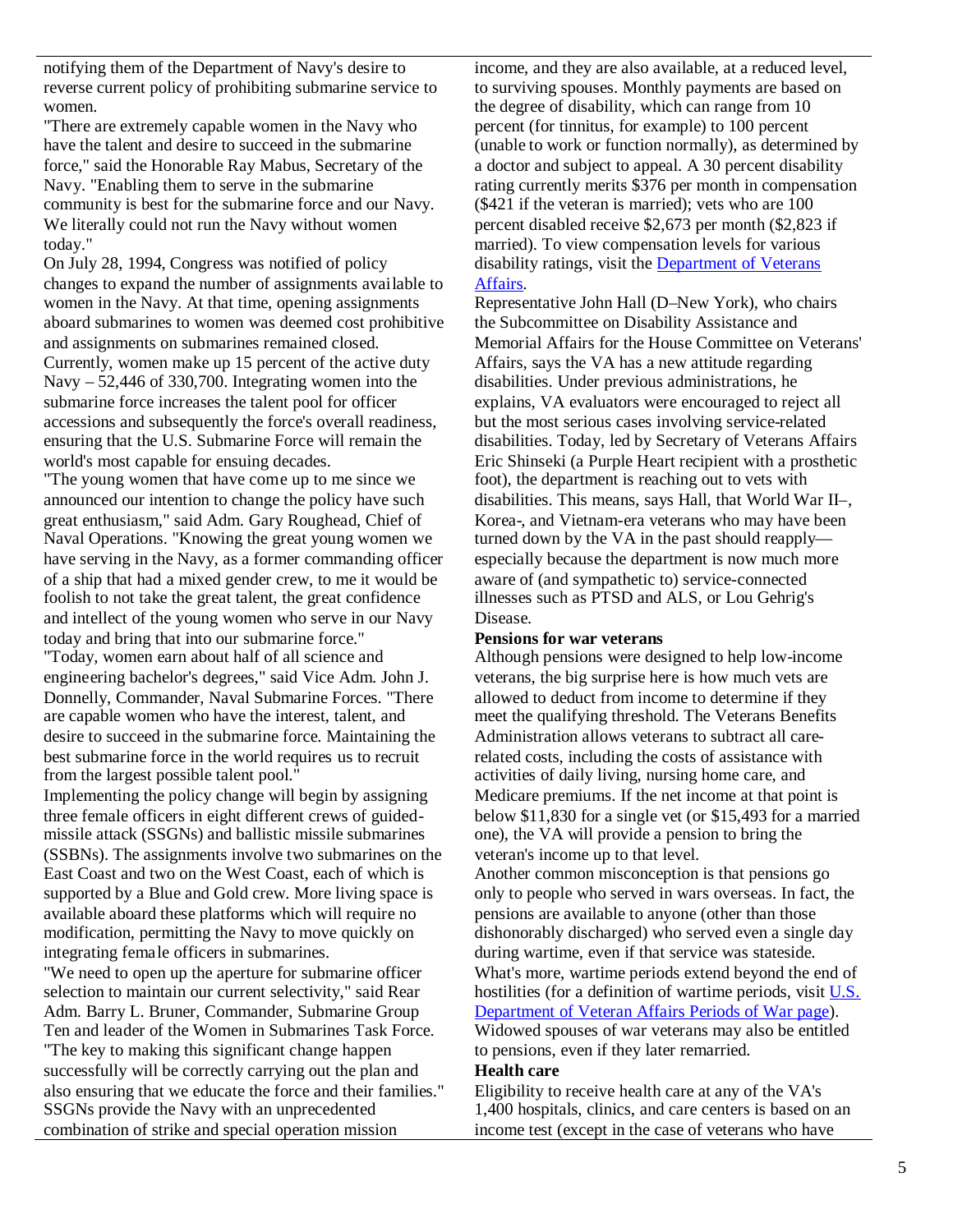notifying them of the Department of Navy's desire to reverse current policy of prohibiting submarine service to women.

"There are extremely capable women in the Navy who have the talent and desire to succeed in the submarine force," said the Honorable Ray Mabus, Secretary of the Navy. "Enabling them to serve in the submarine community is best for the submarine force and our Navy. We literally could not run the Navy without women today."

On July 28, 1994, Congress was notified of policy changes to expand the number of assignments available to women in the Navy. At that time, opening assignments aboard submarines to women was deemed cost prohibitive and assignments on submarines remained closed.

Currently, women make up 15 percent of the active duty Navy – 52,446 of 330,700. Integrating women into the submarine force increases the talent pool for officer accessions and subsequently the force's overall readiness, ensuring that the U.S. Submarine Force will remain the world's most capable for ensuing decades.

"The young women that have come up to me since we announced our intention to change the policy have such great enthusiasm," said Adm. Gary Roughead, Chief of Naval Operations. "Knowing the great young women we have serving in the Navy, as a former commanding officer of a ship that had a mixed gender crew, to me it would be foolish to not take the great talent, the great confidence and intellect of the young women who serve in our Navy today and bring that into our submarine force."

"Today, women earn about half of all science and engineering bachelor's degrees," said Vice Adm. John J. Donnelly, Commander, Naval Submarine Forces. "There are capable women who have the interest, talent, and desire to succeed in the submarine force. Maintaining the best submarine force in the world requires us to recruit from the largest possible talent pool."

Implementing the policy change will begin by assigning three female officers in eight different crews of guided-missile attack (SSGNs) and ballistic missile submarines (SSBNs). The assignments involve two submarines on the East Coast and two on the West Coast, each of which is supported by a Blue and Gold crew. More living space is available aboard these platforms which will require no modification, permitting the Navy to move quickly on integrating female officers in submarines.

"We need to open up the aperture for submarine officer selection to maintain our current selectivity," said Rear Adm. Barry L. Bruner, Commander, Submarine Group Ten and leader of the Women in Submarines Task Force. "The key to making this significant change happen successfully will be correctly carrying out the plan and also ensuring that we educate the force and their families."

SSGNs provide the Navy with an unprecedented combination of strike and special operation mission

income, and they are also available, at a reduced level, to surviving spouses. Monthly payments are based on the degree of disability, which can range from 10 percent (for tinnitus, for example) to 100 percent (unable to work or function normally), as determined by a doctor and subject to appeal. A 30 percent disability rating currently merits $376 per month in compensation ($421 if the veteran is married); vets who are 100 percent disabled receive $2,673 per month ($2,823 if married). To view compensation levels for various disability ratings, visit the Department of Veterans Affairs.

Representative John Hall (D–New York), who chairs the Subcommittee on Disability Assistance and Memorial Affairs for the House Committee on Veterans' Affairs, says the VA has a new attitude regarding disabilities. Under previous administrations, he explains, VA evaluators were encouraged to reject all but the most serious cases involving service-related disabilities. Today, led by Secretary of Veterans Affairs Eric Shinseki (a Purple Heart recipient with a prosthetic foot), the department is reaching out to vets with disabilities. This means, says Hall, that World War II–, Korea-, and Vietnam-era veterans who may have been turned down by the VA in the past should reapply—especially because the department is now much more aware of (and sympathetic to) service-connected illnesses such as PTSD and ALS, or Lou Gehrig's Disease.

**Pensions for war veterans**

Although pensions were designed to help low-income veterans, the big surprise here is how much vets are allowed to deduct from income to determine if they meet the qualifying threshold. The Veterans Benefits Administration allows veterans to subtract all care-related costs, including the costs of assistance with activities of daily living, nursing home care, and Medicare premiums. If the net income at that point is below $11,830 for a single vet (or $15,493 for a married one), the VA will provide a pension to bring the veteran's income up to that level.

Another common misconception is that pensions go only to people who served in wars overseas. In fact, the pensions are available to anyone (other than those dishonorably discharged) who served even a single day during wartime, even if that service was stateside. What's more, wartime periods extend beyond the end of hostilities (for a definition of wartime periods, visit U.S. Department of Veteran Affairs Periods of War page).

Widowed spouses of war veterans may also be entitled to pensions, even if they later remarried.

**Health care**

Eligibility to receive health care at any of the VA's 1,400 hospitals, clinics, and care centers is based on an income test (except in the case of veterans who have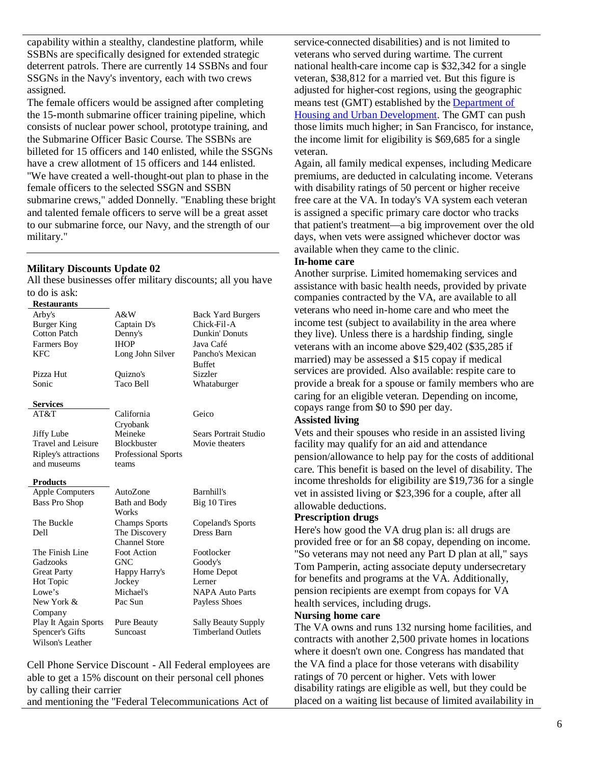capability within a stealthy, clandestine platform, while SSBNs are specifically designed for extended strategic deterrent patrols. There are currently 14 SSBNs and four SSGNs in the Navy's inventory, each with two crews assigned.

The female officers would be assigned after completing the 15-month submarine officer training pipeline, which consists of nuclear power school, prototype training, and the Submarine Officer Basic Course. The SSBNs are billeted for 15 officers and 140 enlisted, while the SSGNs have a crew allotment of 15 officers and 144 enlisted. "We have created a well-thought-out plan to phase in the female officers to the selected SSGN and SSBN submarine crews," added Donnelly. "Enabling these bright and talented female officers to serve will be a great asset to our submarine force, our Navy, and the strength of our military."

---

**Military Discounts Update 02**

All these businesses offer military discounts; all you have to do is ask:

| **Restaurants** | | |
|---|---|---|
| Arby's | A&W | Back Yard Burgers |
| Burger King | Captain D's | Chick-Fil-A |
| Cotton Patch | Denny's | Dunkin' Donuts |
| Farmers Boy | IHOP | Java Café |
| KFC | Long John Silver | Pancho's Mexican Buffet |
| Pizza Hut | Quizno's | Sizzler |
| Sonic | Taco Bell | Whataburger |
| **Services** | | |
| AT&T | California Cryobank | Geico |
| Jiffy Lube | Meineke | Sears Portrait Studio |
| Travel and Leisure | Blockbuster | Movie theaters |
| Ripley's attractions and museums | Professional Sports teams | |
| **Products** | | |
| Apple Computers | AutoZone | Barnhill's |
| Bass Pro Shop | Bath and Body Works | Big 10 Tires |
| The Buckle | Champs Sports | Copeland's Sports |
| Dell | The Discovery Channel Store | Dress Barn |
| The Finish Line | Foot Action | Footlocker |
| Gadzooks | GNC | Goody's |
| Great Party | Happy Harry's | Home Depot |
| Hot Topic | Jockey | Lerner |
| Lowe's | Michael's | NAPA Auto Parts |
| New York & Company | Pac Sun | Payless Shoes |
| Play It Again Sports | Pure Beauty | Sally Beauty Supply |
| Spencer's Gifts | Suncoast | Timberland Outlets |
| Wilson's Leather | | |

Cell Phone Service Discount - All Federal employees are able to get a 15% discount on their personal cell phones by calling their carrier and mentioning the "Federal Telecommunications Act of

service-connected disabilities) and is not limited to veterans who served during wartime. The current national health-care income cap is $32,342 for a single veteran, $38,812 for a married vet. But this figure is adjusted for higher-cost regions, using the geographic means test (GMT) established by the Department of Housing and Urban Development. The GMT can push those limits much higher; in San Francisco, for instance, the income limit for eligibility is $69,685 for a single veteran.

Again, all family medical expenses, including Medicare premiums, are deducted in calculating income. Veterans with disability ratings of 50 percent or higher receive free care at the VA. In today's VA system each veteran is assigned a specific primary care doctor who tracks that patient's treatment—a big improvement over the old days, when vets were assigned whichever doctor was available when they came to the clinic.

**In-home care**

Another surprise. Limited homemaking services and assistance with basic health needs, provided by private companies contracted by the VA, are available to all veterans who need in-home care and who meet the income test (subject to availability in the area where they live). Unless there is a hardship finding, single veterans with an income above $29,402 ($35,285 if married) may be assessed a $15 copay if medical services are provided. Also available: respite care to provide a break for a spouse or family members who are caring for an eligible veteran. Depending on income, copays range from $0 to $90 per day.

**Assisted living**

Vets and their spouses who reside in an assisted living facility may qualify for an aid and attendance pension/allowance to help pay for the costs of additional care. This benefit is based on the level of disability. The income thresholds for eligibility are $19,736 for a single vet in assisted living or $23,396 for a couple, after all allowable deductions.

**Prescription drugs**

Here's how good the VA drug plan is: all drugs are provided free or for an $8 copay, depending on income. "So veterans may not need any Part D plan at all," says Tom Pamperin, acting associate deputy undersecretary for benefits and programs at the VA. Additionally, pension recipients are exempt from copays for VA health services, including drugs.

**Nursing home care**

The VA owns and runs 132 nursing home facilities, and contracts with another 2,500 private homes in locations where it doesn't own one. Congress has mandated that the VA find a place for those veterans with disability ratings of 70 percent or higher. Vets with lower disability ratings are eligible as well, but they could be placed on a waiting list because of limited availability in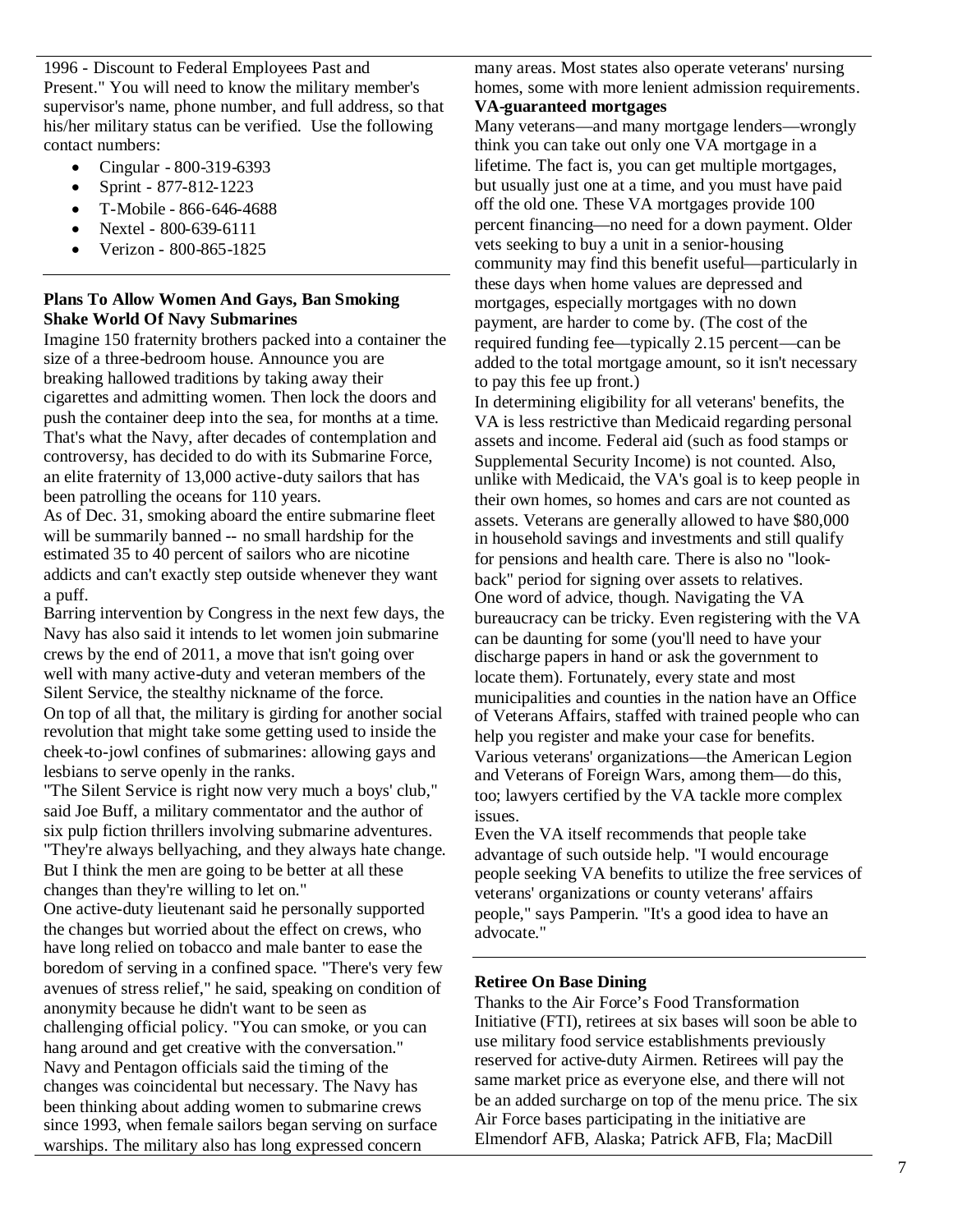1996 - Discount to Federal Employees Past and Present." You will need to know the military member's supervisor's name, phone number, and full address, so that his/her military status can be verified. Use the following contact numbers:

- Cingular - 800-319-6393
- Sprint - 877-812-1223
- T-Mobile - 866-646-4688
- Nextel - 800-639-6111
- Verizon - 800-865-1825

**Plans To Allow Women And Gays, Ban Smoking Shake World Of Navy Submarines**

Imagine 150 fraternity brothers packed into a container the size of a three-bedroom house. Announce you are breaking hallowed traditions by taking away their cigarettes and admitting women. Then lock the doors and push the container deep into the sea, for months at a time. That's what the Navy, after decades of contemplation and controversy, has decided to do with its Submarine Force, an elite fraternity of 13,000 active-duty sailors that has been patrolling the oceans for 110 years.

As of Dec. 31, smoking aboard the entire submarine fleet will be summarily banned -- no small hardship for the estimated 35 to 40 percent of sailors who are nicotine addicts and can't exactly step outside whenever they want a puff.

Barring intervention by Congress in the next few days, the Navy has also said it intends to let women join submarine crews by the end of 2011, a move that isn't going over well with many active-duty and veteran members of the Silent Service, the stealthy nickname of the force.

On top of all that, the military is girding for another social revolution that might take some getting used to inside the cheek-to-jowl confines of submarines: allowing gays and lesbians to serve openly in the ranks.

"The Silent Service is right now very much a boys' club," said Joe Buff, a military commentator and the author of six pulp fiction thrillers involving submarine adventures. "They're always bellyaching, and they always hate change. But I think the men are going to be better at all these changes than they're willing to let on."

One active-duty lieutenant said he personally supported the changes but worried about the effect on crews, who have long relied on tobacco and male banter to ease the boredom of serving in a confined space. "There's very few avenues of stress relief," he said, speaking on condition of anonymity because he didn't want to be seen as challenging official policy. "You can smoke, or you can hang around and get creative with the conversation."

Navy and Pentagon officials said the timing of the changes was coincidental but necessary. The Navy has been thinking about adding women to submarine crews since 1993, when female sailors began serving on surface warships. The military also has long expressed concern

many areas. Most states also operate veterans' nursing homes, some with more lenient admission requirements.

**VA-guaranteed mortgages**

Many veterans—and many mortgage lenders—wrongly think you can take out only one VA mortgage in a lifetime. The fact is, you can get multiple mortgages, but usually just one at a time, and you must have paid off the old one. These VA mortgages provide 100 percent financing—no need for a down payment. Older vets seeking to buy a unit in a senior-housing community may find this benefit useful—particularly in these days when home values are depressed and mortgages, especially mortgages with no down payment, are harder to come by. (The cost of the required funding fee—typically 2.15 percent—can be added to the total mortgage amount, so it isn't necessary to pay this fee up front.)

In determining eligibility for all veterans' benefits, the VA is less restrictive than Medicaid regarding personal assets and income. Federal aid (such as food stamps or Supplemental Security Income) is not counted. Also, unlike with Medicaid, the VA's goal is to keep people in their own homes, so homes and cars are not counted as assets. Veterans are generally allowed to have $80,000 in household savings and investments and still qualify for pensions and health care. There is also no "look-back" period for signing over assets to relatives.

One word of advice, though. Navigating the VA bureaucracy can be tricky. Even registering with the VA can be daunting for some (you'll need to have your discharge papers in hand or ask the government to locate them). Fortunately, every state and most municipalities and counties in the nation have an Office of Veterans Affairs, staffed with trained people who can help you register and make your case for benefits. Various veterans' organizations—the American Legion and Veterans of Foreign Wars, among them—do this, too; lawyers certified by the VA tackle more complex issues.

Even the VA itself recommends that people take advantage of such outside help. "I would encourage people seeking VA benefits to utilize the free services of veterans' organizations or county veterans' affairs people," says Pamperin. "It's a good idea to have an advocate."

**Retiree On Base Dining**

Thanks to the Air Force's Food Transformation Initiative (FTI), retirees at six bases will soon be able to use military food service establishments previously reserved for active-duty Airmen. Retirees will pay the same market price as everyone else, and there will not be an added surcharge on top of the menu price. The six Air Force bases participating in the initiative are Elmendorf AFB, Alaska; Patrick AFB, Fla; MacDill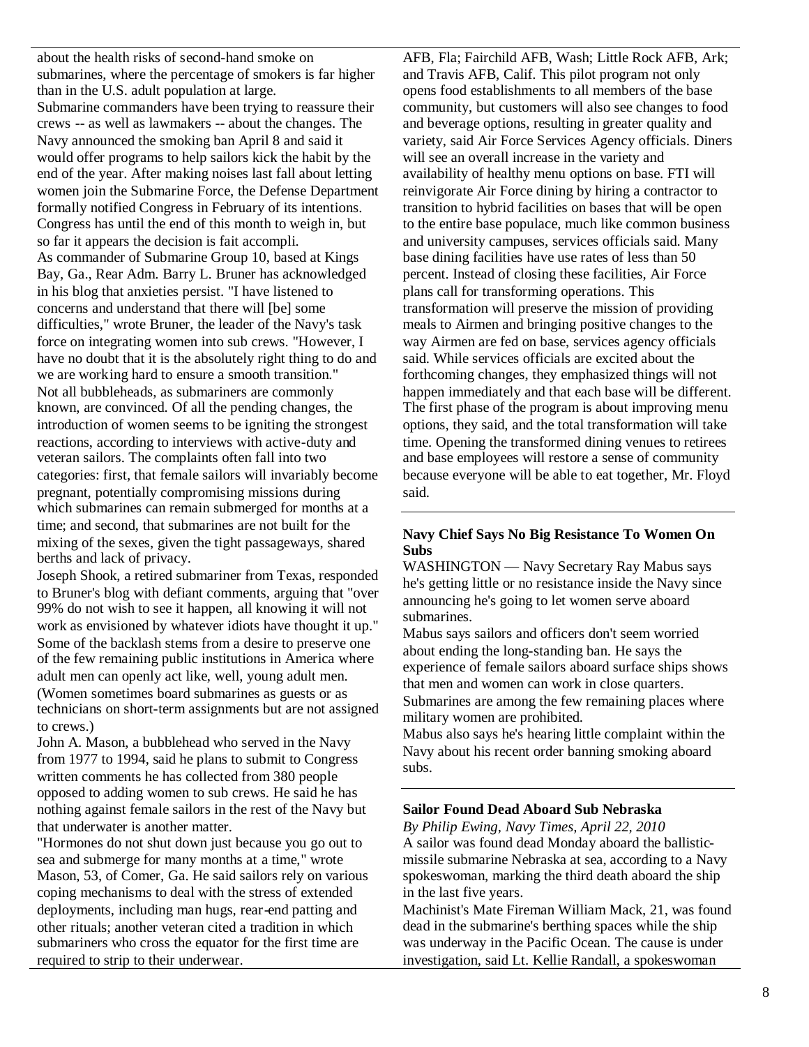about the health risks of second-hand smoke on submarines, where the percentage of smokers is far higher than in the U.S. adult population at large.

Submarine commanders have been trying to reassure their crews -- as well as lawmakers -- about the changes. The Navy announced the smoking ban April 8 and said it would offer programs to help sailors kick the habit by the end of the year. After making noises last fall about letting women join the Submarine Force, the Defense Department formally notified Congress in February of its intentions. Congress has until the end of this month to weigh in, but so far it appears the decision is fait accompli.

As commander of Submarine Group 10, based at Kings Bay, Ga., Rear Adm. Barry L. Bruner has acknowledged in his blog that anxieties persist. "I have listened to concerns and understand that there will [be] some difficulties," wrote Bruner, the leader of the Navy's task force on integrating women into sub crews. "However, I have no doubt that it is the absolutely right thing to do and we are working hard to ensure a smooth transition."

Not all bubbleheads, as submariners are commonly known, are convinced. Of all the pending changes, the introduction of women seems to be igniting the strongest reactions, according to interviews with active-duty and veteran sailors. The complaints often fall into two categories: first, that female sailors will invariably become pregnant, potentially compromising missions during which submarines can remain submerged for months at a time; and second, that submarines are not built for the mixing of the sexes, given the tight passageways, shared berths and lack of privacy.

Joseph Shook, a retired submariner from Texas, responded to Bruner's blog with defiant comments, arguing that "over 99% do not wish to see it happen, all knowing it will not work as envisioned by whatever idiots have thought it up."

Some of the backlash stems from a desire to preserve one of the few remaining public institutions in America where adult men can openly act like, well, young adult men. (Women sometimes board submarines as guests or as technicians on short-term assignments but are not assigned to crews.)

John A. Mason, a bubblehead who served in the Navy from 1977 to 1994, said he plans to submit to Congress written comments he has collected from 380 people opposed to adding women to sub crews. He said he has nothing against female sailors in the rest of the Navy but that underwater is another matter.

"Hormones do not shut down just because you go out to sea and submerge for many months at a time," wrote Mason, 53, of Comer, Ga. He said sailors rely on various coping mechanisms to deal with the stress of extended deployments, including man hugs, rear-end patting and other rituals; another veteran cited a tradition in which submariners who cross the equator for the first time are required to strip to their underwear.

AFB, Fla; Fairchild AFB, Wash; Little Rock AFB, Ark; and Travis AFB, Calif. This pilot program not only opens food establishments to all members of the base community, but customers will also see changes to food and beverage options, resulting in greater quality and variety, said Air Force Services Agency officials. Diners will see an overall increase in the variety and availability of healthy menu options on base. FTI will reinvigorate Air Force dining by hiring a contractor to transition to hybrid facilities on bases that will be open to the entire base populace, much like common business and university campuses, services officials said. Many base dining facilities have use rates of less than 50 percent. Instead of closing these facilities, Air Force plans call for transforming operations. This transformation will preserve the mission of providing meals to Airmen and bringing positive changes to the way Airmen are fed on base, services agency officials said. While services officials are excited about the forthcoming changes, they emphasized things will not happen immediately and that each base will be different. The first phase of the program is about improving menu options, they said, and the total transformation will take time. Opening the transformed dining venues to retirees and base employees will restore a sense of community because everyone will be able to eat together, Mr. Floyd said.

---

### Navy Chief Says No Big Resistance To Women On Subs

WASHINGTON — Navy Secretary Ray Mabus says he's getting little or no resistance inside the Navy since announcing he's going to let women serve aboard submarines.

Mabus says sailors and officers don't seem worried about ending the long-standing ban. He says the experience of female sailors aboard surface ships shows that men and women can work in close quarters.

Submarines are among the few remaining places where military women are prohibited.

Mabus also says he's hearing little complaint within the Navy about his recent order banning smoking aboard subs.

---

### Sailor Found Dead Aboard Sub Nebraska

*By Philip Ewing, Navy Times, April 22, 2010*

A sailor was found dead Monday aboard the ballistic-missile submarine Nebraska at sea, according to a Navy spokeswoman, marking the third death aboard the ship in the last five years.

Machinist's Mate Fireman William Mack, 21, was found dead in the submarine's berthing spaces while the ship was underway in the Pacific Ocean. The cause is under investigation, said Lt. Kellie Randall, a spokeswoman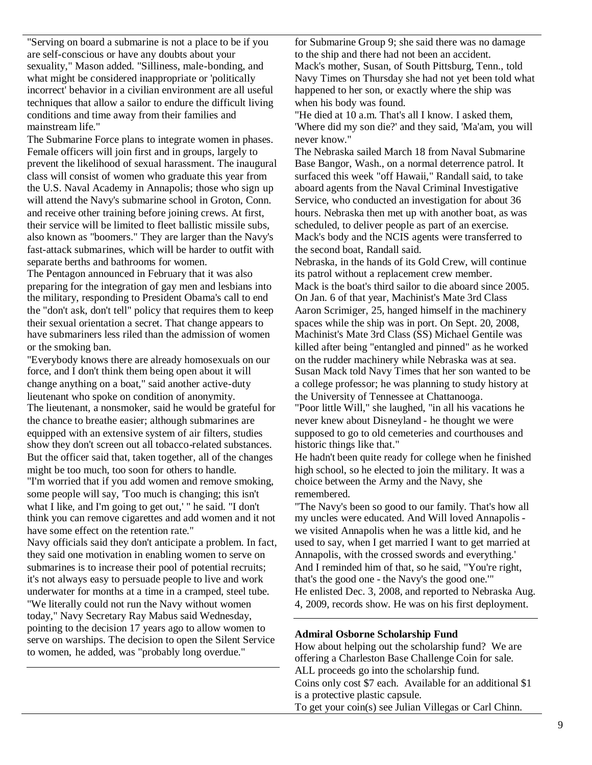"Serving on board a submarine is not a place to be if you are self-conscious or have any doubts about your sexuality," Mason added. "Silliness, male-bonding, and what might be considered inappropriate or 'politically incorrect' behavior in a civilian environment are all useful techniques that allow a sailor to endure the difficult living conditions and time away from their families and mainstream life."

The Submarine Force plans to integrate women in phases. Female officers will join first and in groups, largely to prevent the likelihood of sexual harassment. The inaugural class will consist of women who graduate this year from the U.S. Naval Academy in Annapolis; those who sign up will attend the Navy's submarine school in Groton, Conn. and receive other training before joining crews. At first, their service will be limited to fleet ballistic missile subs, also known as "boomers." They are larger than the Navy's fast-attack submarines, which will be harder to outfit with separate berths and bathrooms for women.

The Pentagon announced in February that it was also preparing for the integration of gay men and lesbians into the military, responding to President Obama's call to end the "don't ask, don't tell" policy that requires them to keep their sexual orientation a secret. That change appears to have submariners less riled than the admission of women or the smoking ban.

"Everybody knows there are already homosexuals on our force, and I don't think them being open about it will change anything on a boat," said another active-duty lieutenant who spoke on condition of anonymity.

The lieutenant, a nonsmoker, said he would be grateful for the chance to breathe easier; although submarines are equipped with an extensive system of air filters, studies show they don't screen out all tobacco-related substances. But the officer said that, taken together, all of the changes might be too much, too soon for others to handle.

"I'm worried that if you add women and remove smoking, some people will say, 'Too much is changing; this isn't what I like, and I'm going to get out,' " he said. "I don't think you can remove cigarettes and add women and it not have some effect on the retention rate."

Navy officials said they don't anticipate a problem. In fact, they said one motivation in enabling women to serve on submarines is to increase their pool of potential recruits; it's not always easy to persuade people to live and work underwater for months at a time in a cramped, steel tube.

"We literally could not run the Navy without women today," Navy Secretary Ray Mabus said Wednesday, pointing to the decision 17 years ago to allow women to serve on warships. The decision to open the Silent Service to women, he added, was "probably long overdue."

---

for Submarine Group 9; she said there was no damage to the ship and there had not been an accident.

Mack's mother, Susan, of South Pittsburg, Tenn., told Navy Times on Thursday she had not yet been told what happened to her son, or exactly where the ship was when his body was found.

"He died at 10 a.m. That's all I know. I asked them, 'Where did my son die?' and they said, 'Ma'am, you will never know."

The Nebraska sailed March 18 from Naval Submarine Base Bangor, Wash., on a normal deterrence patrol. It surfaced this week "off Hawaii," Randall said, to take aboard agents from the Naval Criminal Investigative Service, who conducted an investigation for about 36 hours. Nebraska then met up with another boat, as was scheduled, to deliver people as part of an exercise. Mack's body and the NCIS agents were transferred to the second boat, Randall said.

Nebraska, in the hands of its Gold Crew, will continue its patrol without a replacement crew member.

Mack is the boat's third sailor to die aboard since 2005. On Jan. 6 of that year, Machinist's Mate 3rd Class Aaron Scrimiger, 25, hanged himself in the machinery spaces while the ship was in port. On Sept. 20, 2008, Machinist's Mate 3rd Class (SS) Michael Gentile was killed after being "entangled and pinned" as he worked on the rudder machinery while Nebraska was at sea.

Susan Mack told Navy Times that her son wanted to be a college professor; he was planning to study history at the University of Tennessee at Chattanooga.

"Poor little Will," she laughed, "in all his vacations he never knew about Disneyland - he thought we were supposed to go to old cemeteries and courthouses and historic things like that."

He hadn't been quite ready for college when he finished high school, so he elected to join the military. It was a choice between the Army and the Navy, she remembered.

"The Navy's been so good to our family. That's how all my uncles were educated. And Will loved Annapolis - we visited Annapolis when he was a little kid, and he used to say, when I get married I want to get married at Annapolis, with the crossed swords and everything.' And I reminded him of that, so he said, "You're right, that's the good one - the Navy's the good one.'"

He enlisted Dec. 3, 2008, and reported to Nebraska Aug. 4, 2009, records show. He was on his first deployment.

---

**Admiral Osborne Scholarship Fund**

How about helping out the scholarship fund? We are offering a Charleston Base Challenge Coin for sale. ALL proceeds go into the scholarship fund.

Coins only cost $7 each. Available for an additional $1 is a protective plastic capsule.

To get your coin(s) see Julian Villegas or Carl Chinn.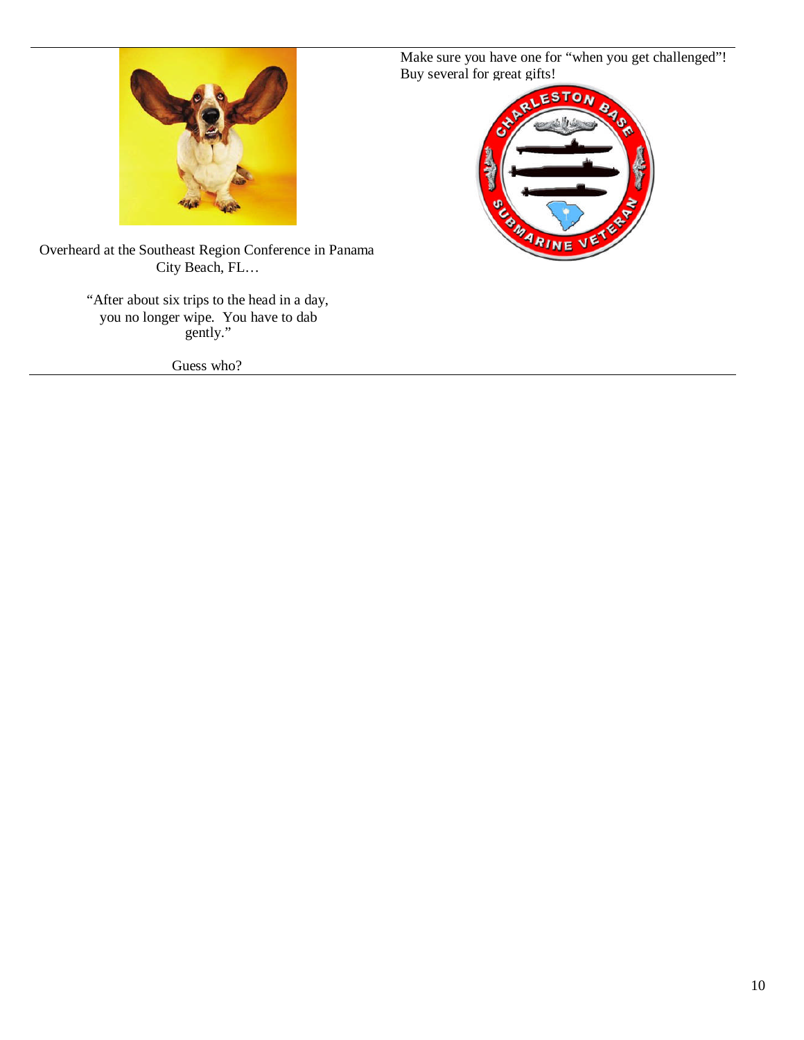Overheard at the Southeast Region Conference in Panama City Beach, FL…

"After about six trips to the head in a day, you no longer wipe. You have to dab gently."

Guess who?

Make sure you have one for "when you get challenged"! Buy several for great gifts!